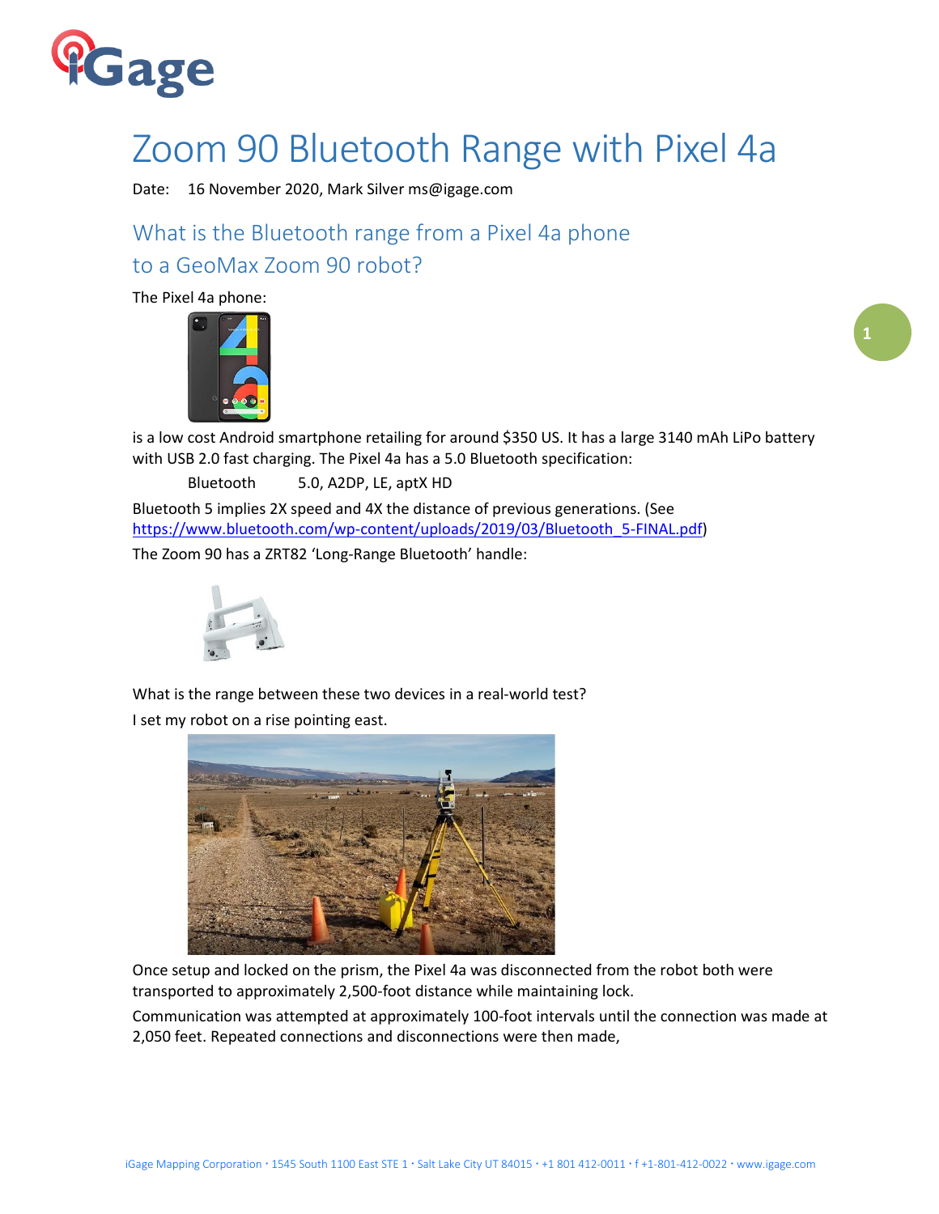# Zoom 90 Bluetooth Range with Pixel 4a

Date: 16 November 2020, Mark Silver ms@igage.com

## What is the Bluetooth range from a Pixel 4a phone to a GeoMax Zoom 90 robot?

The Pixel 4a phone:

is a low cost Android smartphone retailing for around $350 US. It has a large 3140 mAh LiPo battery with USB 2.0 fast charging. The Pixel 4a has a 5.0 Bluetooth specification:

Bluetooth 5.0, A2DP, LE, aptX HD

Bluetooth 5 implies 2X speed and 4X the distance of previous generations. (See https://www.bluetooth.com/wp-content/uploads/2019/03/Bluetooth_5-FINAL.pdf)

The Zoom 90 has a ZRT82 'Long-Range Bluetooth' handle:

What is the range between these two devices in a real-world test?

I set my robot on a rise pointing east.

Once setup and locked on the prism, the Pixel 4a was disconnected from the robot both were transported to approximately 2,500-foot distance while maintaining lock.

Communication was attempted at approximately 100-foot intervals until the connection was made at 2,050 feet. Repeated connections and disconnections were then made,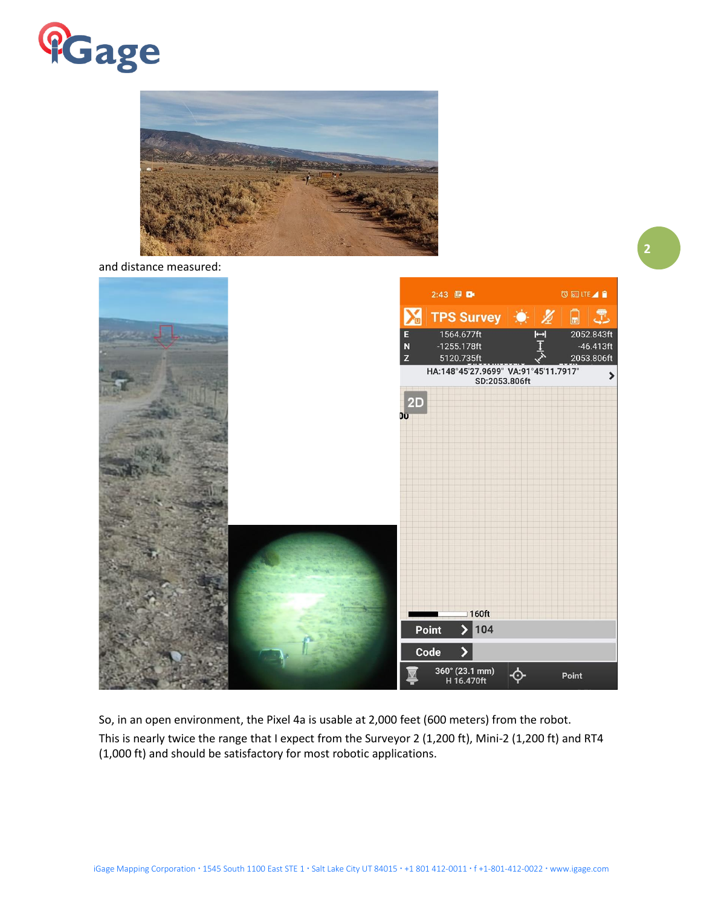and distance measured:

So, in an open environment, the Pixel 4a is usable at 2,000 feet (600 meters) from the robot.

This is nearly twice the range that I expect from the Surveyor 2 (1,200 ft), Mini-2 (1,200 ft) and RT4 (1,000 ft) and should be satisfactory for most robotic applications.